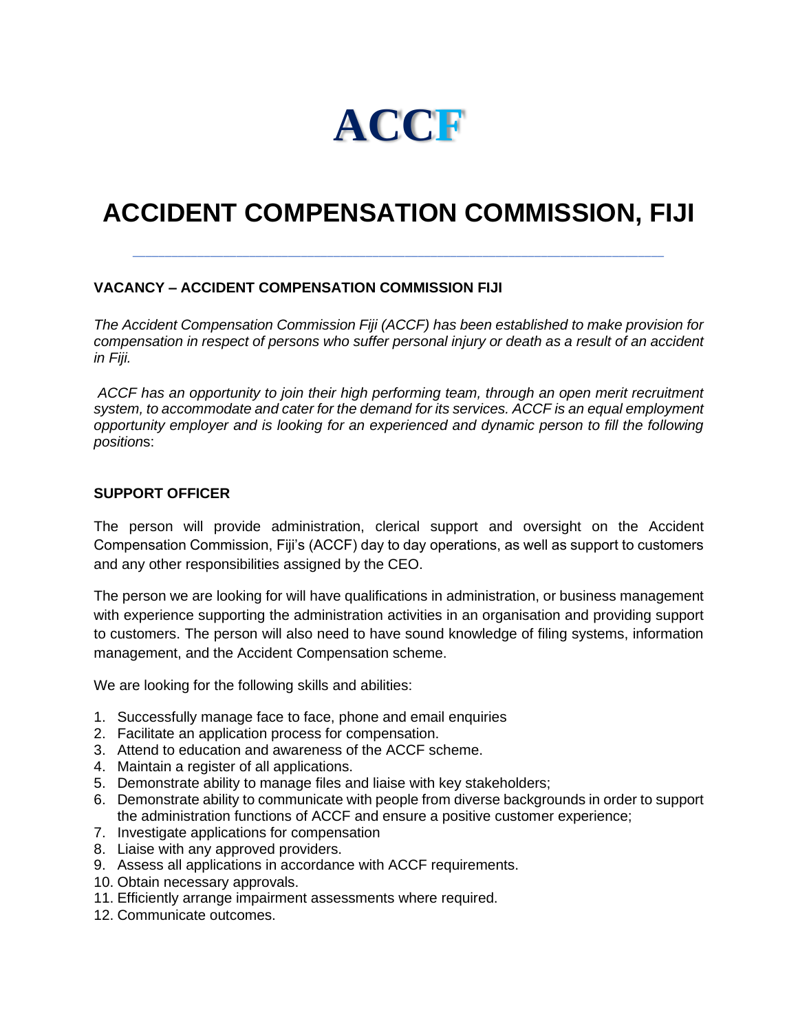# ACCF

# ACCIDENT COMPENSATION COMMISSION, FIJI

---

### VACANCY – ACCIDENT COMPENSATION COMMISSION FIJI

*The Accident Compensation Commission Fiji (ACCF) has been established to make provision for compensation in respect of persons who suffer personal injury or death as a result of an accident in Fiji.*

*ACCF has an opportunity to join their high performing team, through an open merit recruitment system, to accommodate and cater for the demand for its services. ACCF is an equal employment opportunity employer and is looking for an experienced and dynamic person to fill the following positions*:

### SUPPORT OFFICER

The person will provide administration, clerical support and oversight on the Accident Compensation Commission, Fiji's (ACCF) day to day operations, as well as support to customers and any other responsibilities assigned by the CEO.

The person we are looking for will have qualifications in administration, or business management with experience supporting the administration activities in an organisation and providing support to customers. The person will also need to have sound knowledge of filing systems, information management, and the Accident Compensation scheme.

We are looking for the following skills and abilities:

1. Successfully manage face to face, phone and email enquiries
2. Facilitate an application process for compensation.
3. Attend to education and awareness of the ACCF scheme.
4. Maintain a register of all applications.
5. Demonstrate ability to manage files and liaise with key stakeholders;
6. Demonstrate ability to communicate with people from diverse backgrounds in order to support the administration functions of ACCF and ensure a positive customer experience;
7. Investigate applications for compensation
8. Liaise with any approved providers.
9. Assess all applications in accordance with ACCF requirements.
10. Obtain necessary approvals.
11. Efficiently arrange impairment assessments where required.
12. Communicate outcomes.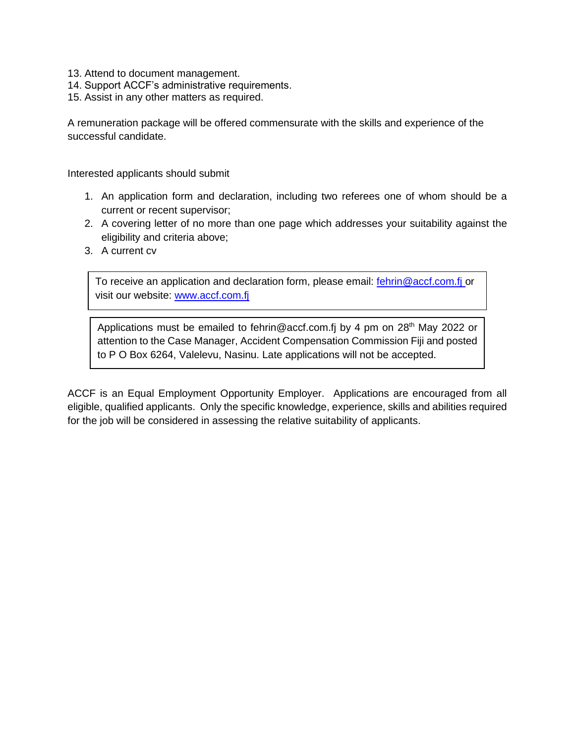13. Attend to document management.
14. Support ACCF's administrative requirements.
15. Assist in any other matters as required.

A remuneration package will be offered commensurate with the skills and experience of the successful candidate.

Interested applicants should submit

1. An application form and declaration, including two referees one of whom should be a current or recent supervisor;
2. A covering letter of no more than one page which addresses your suitability against the eligibility and criteria above;
3. A current cv

To receive an application and declaration form, please email: fehrin@accf.com.fj or visit our website: www.accf.com.fj

Applications must be emailed to fehrin@accf.com.fj by 4 pm on 28th May 2022 or attention to the Case Manager, Accident Compensation Commission Fiji and posted to P O Box 6264, Valelevu, Nasinu. Late applications will not be accepted.

ACCF is an Equal Employment Opportunity Employer. Applications are encouraged from all eligible, qualified applicants. Only the specific knowledge, experience, skills and abilities required for the job will be considered in assessing the relative suitability of applicants.